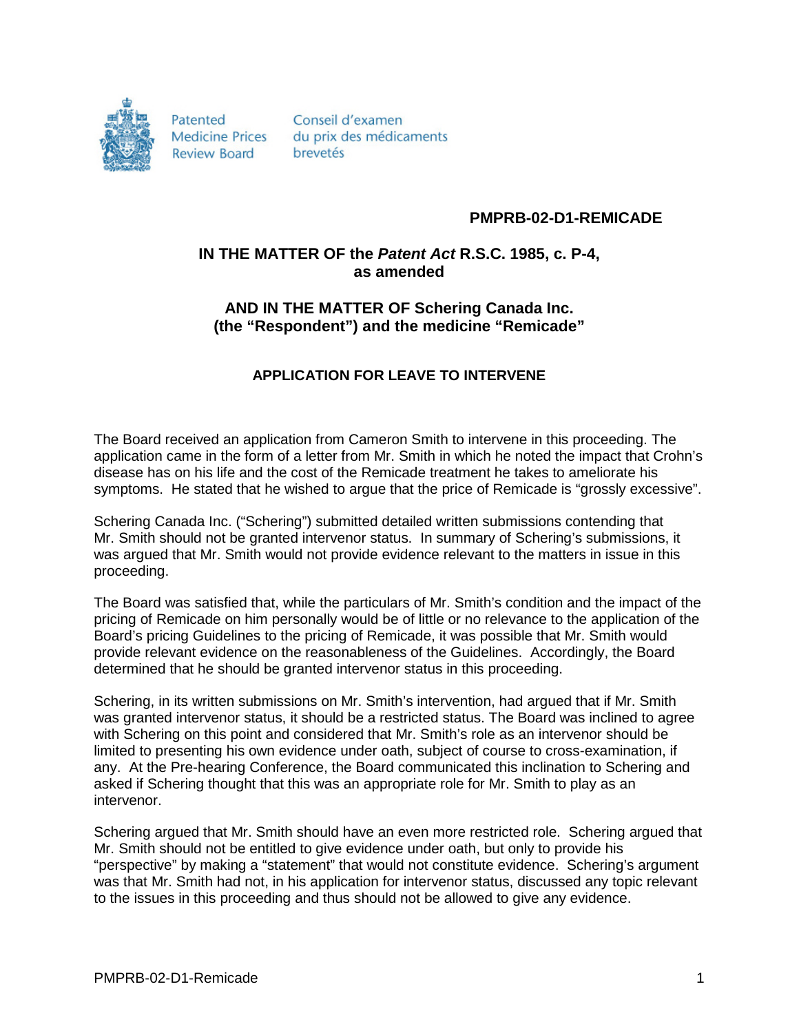Patented Medicine Prices Review Board

Conseil d'examen du prix des médicaments brevetés

**PMPRB-02-D1-REMICADE**

**IN THE MATTER OF the *Patent Act* R.S.C. 1985, c. P-4, as amended**

**AND IN THE MATTER OF Schering Canada Inc. (the "Respondent") and the medicine "Remicade"**

**APPLICATION FOR LEAVE TO INTERVENE**

The Board received an application from Cameron Smith to intervene in this proceeding. The application came in the form of a letter from Mr. Smith in which he noted the impact that Crohn's disease has on his life and the cost of the Remicade treatment he takes to ameliorate his symptoms. He stated that he wished to argue that the price of Remicade is "grossly excessive".

Schering Canada Inc. ("Schering") submitted detailed written submissions contending that Mr. Smith should not be granted intervenor status. In summary of Schering's submissions, it was argued that Mr. Smith would not provide evidence relevant to the matters in issue in this proceeding.

The Board was satisfied that, while the particulars of Mr. Smith's condition and the impact of the pricing of Remicade on him personally would be of little or no relevance to the application of the Board's pricing Guidelines to the pricing of Remicade, it was possible that Mr. Smith would provide relevant evidence on the reasonableness of the Guidelines. Accordingly, the Board determined that he should be granted intervenor status in this proceeding.

Schering, in its written submissions on Mr. Smith's intervention, had argued that if Mr. Smith was granted intervenor status, it should be a restricted status. The Board was inclined to agree with Schering on this point and considered that Mr. Smith's role as an intervenor should be limited to presenting his own evidence under oath, subject of course to cross-examination, if any. At the Pre-hearing Conference, the Board communicated this inclination to Schering and asked if Schering thought that this was an appropriate role for Mr. Smith to play as an intervenor.

Schering argued that Mr. Smith should have an even more restricted role. Schering argued that Mr. Smith should not be entitled to give evidence under oath, but only to provide his "perspective" by making a "statement" that would not constitute evidence. Schering's argument was that Mr. Smith had not, in his application for intervenor status, discussed any topic relevant to the issues in this proceeding and thus should not be allowed to give any evidence.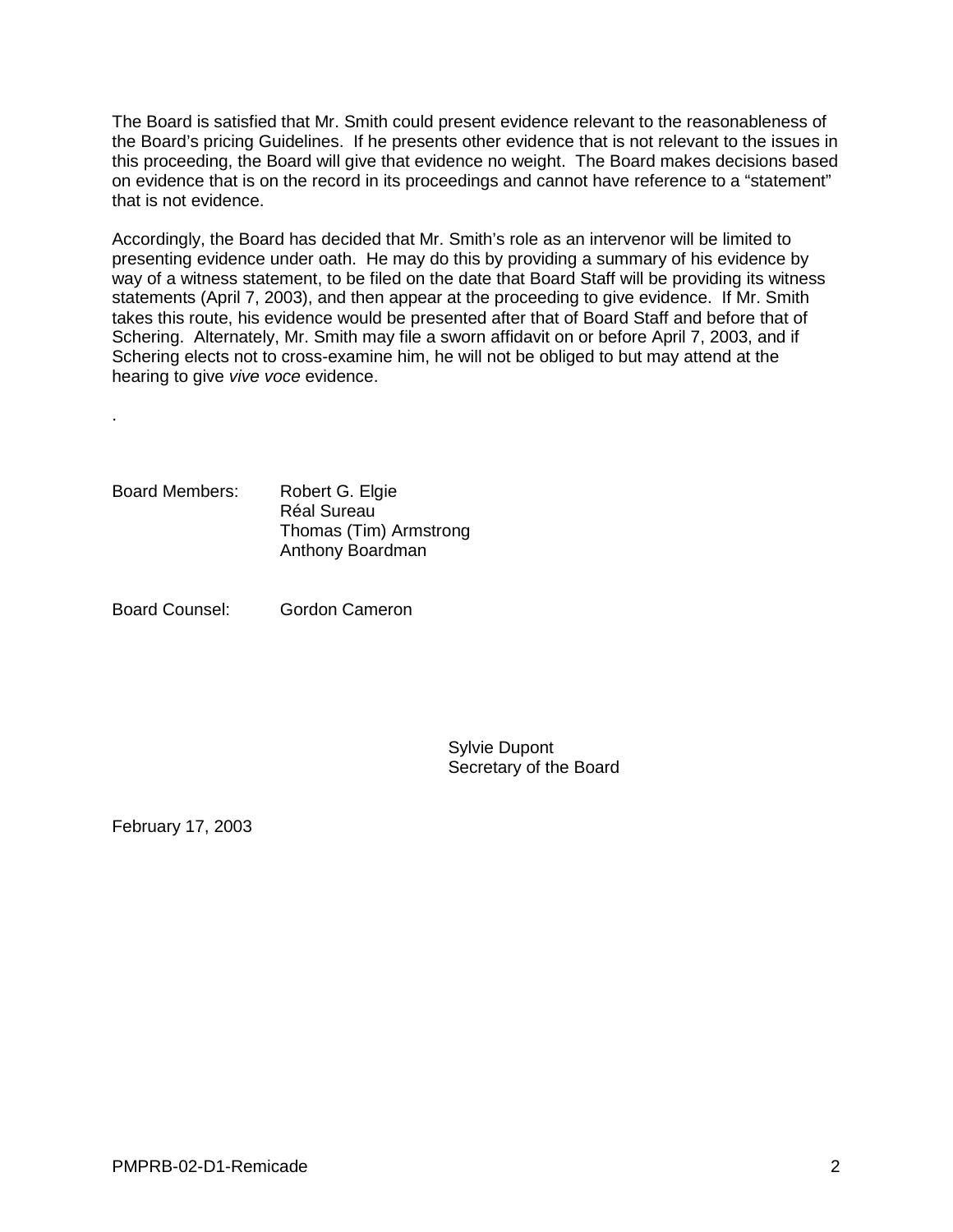The Board is satisfied that Mr. Smith could present evidence relevant to the reasonableness of the Board's pricing Guidelines. If he presents other evidence that is not relevant to the issues in this proceeding, the Board will give that evidence no weight. The Board makes decisions based on evidence that is on the record in its proceedings and cannot have reference to a "statement" that is not evidence.

Accordingly, the Board has decided that Mr. Smith's role as an intervenor will be limited to presenting evidence under oath. He may do this by providing a summary of his evidence by way of a witness statement, to be filed on the date that Board Staff will be providing its witness statements (April 7, 2003), and then appear at the proceeding to give evidence. If Mr. Smith takes this route, his evidence would be presented after that of Board Staff and before that of Schering. Alternately, Mr. Smith may file a sworn affidavit on or before April 7, 2003, and if Schering elects not to cross-examine him, he will not be obliged to but may attend at the hearing to give *vive voce* evidence.

.

Board Members: Robert G. Elgie
Réal Sureau
Thomas (Tim) Armstrong
Anthony Boardman

Board Counsel: Gordon Cameron

Sylvie Dupont
Secretary of the Board

February 17, 2003